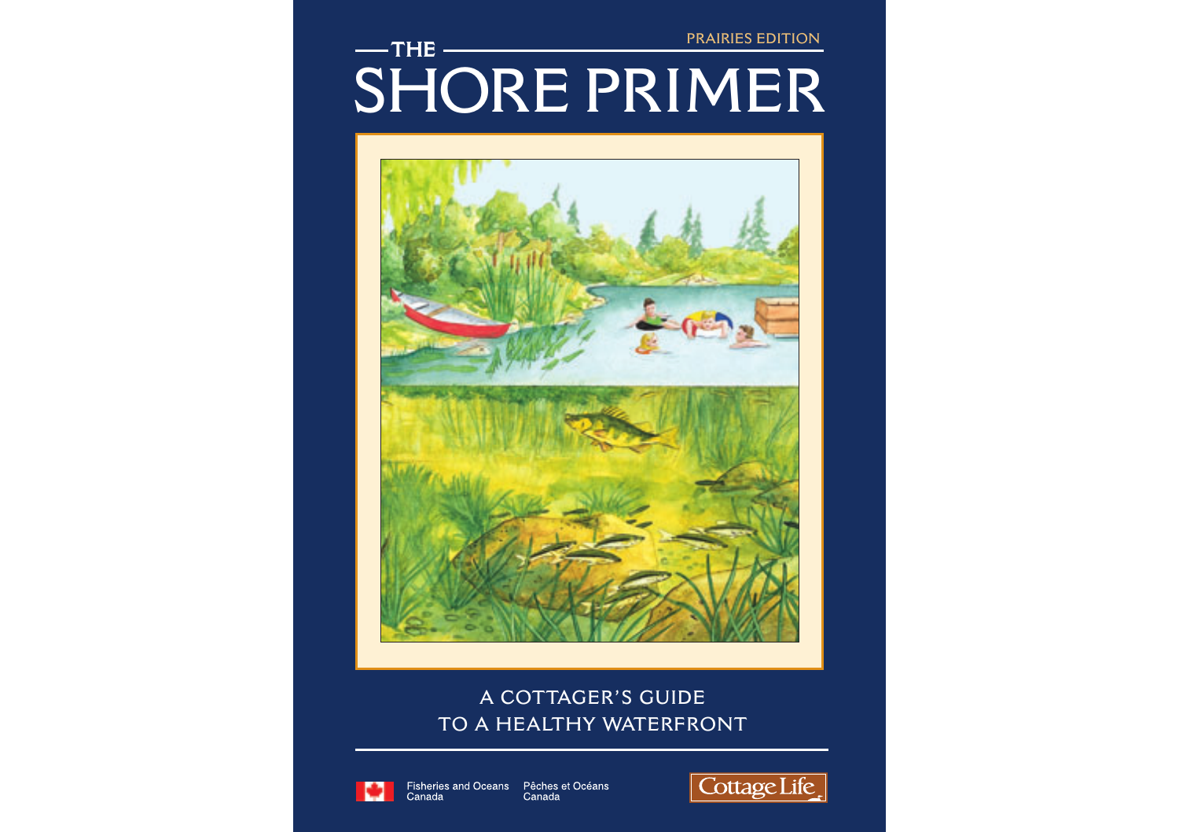PRAIRIES EDITION

# THE SHORE PRIMER

A COTTAGER'S GUIDE
TO A HEALTHY WATERFRONT

Fisheries and Oceans Canada  Pêches et Océans Canada

Cottage Life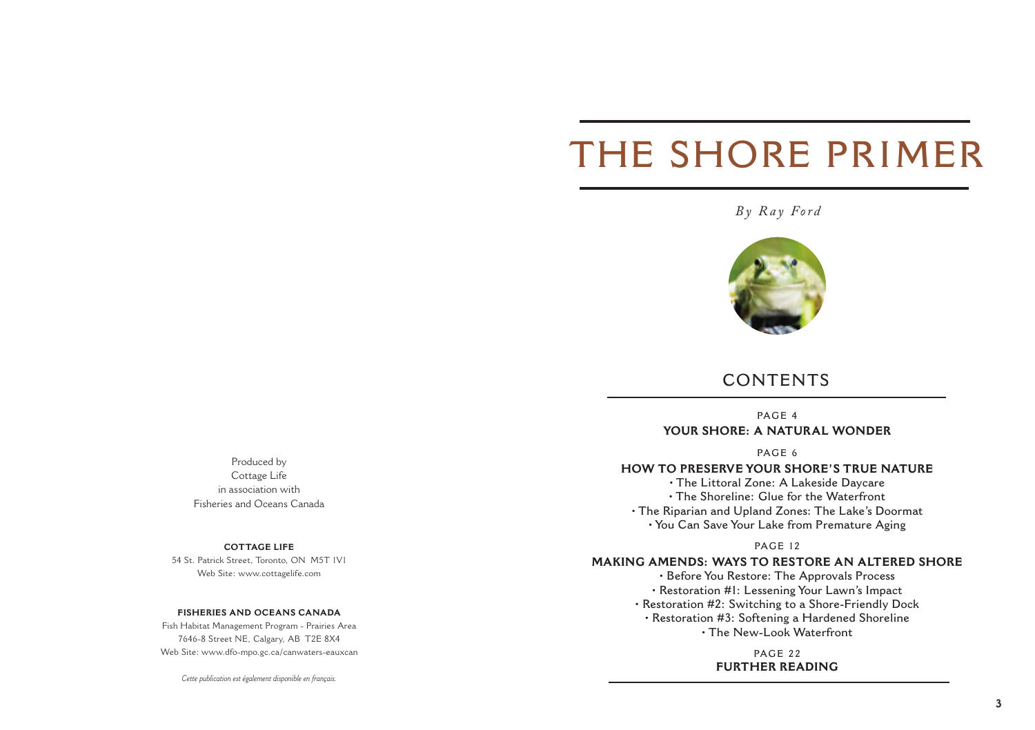# THE SHORE PRIMER

*By Ray Ford*

## CONTENTS

PAGE 4
**YOUR SHORE: A NATURAL WONDER**

PAGE 6
**HOW TO PRESERVE YOUR SHORE'S TRUE NATURE**

- The Littoral Zone: A Lakeside Daycare
- The Shoreline: Glue for the Waterfront
- The Riparian and Upland Zones: The Lake's Doormat
- You Can Save Your Lake from Premature Aging

PAGE 12
**MAKING AMENDS: WAYS TO RESTORE AN ALTERED SHORE**

- Before You Restore: The Approvals Process
- Restoration #1: Lessening Your Lawn's Impact
- Restoration #2: Switching to a Shore-Friendly Dock
- Restoration #3: Softening a Hardened Shoreline
- The New-Look Waterfront

PAGE 22
**FURTHER READING**

Produced by
Cottage Life
in association with
Fisheries and Oceans Canada

**COTTAGE LIFE**
54 St. Patrick Street, Toronto, ON M5T 1V1
Web Site: www.cottagelife.com

**FISHERIES AND OCEANS CANADA**
Fish Habitat Management Program - Prairies Area
7646-8 Street NE, Calgary, AB T2E 8X4
Web Site: www.dfo-mpo.gc.ca/canwaters-eauxcan

*Cette publication est également disponible en français.*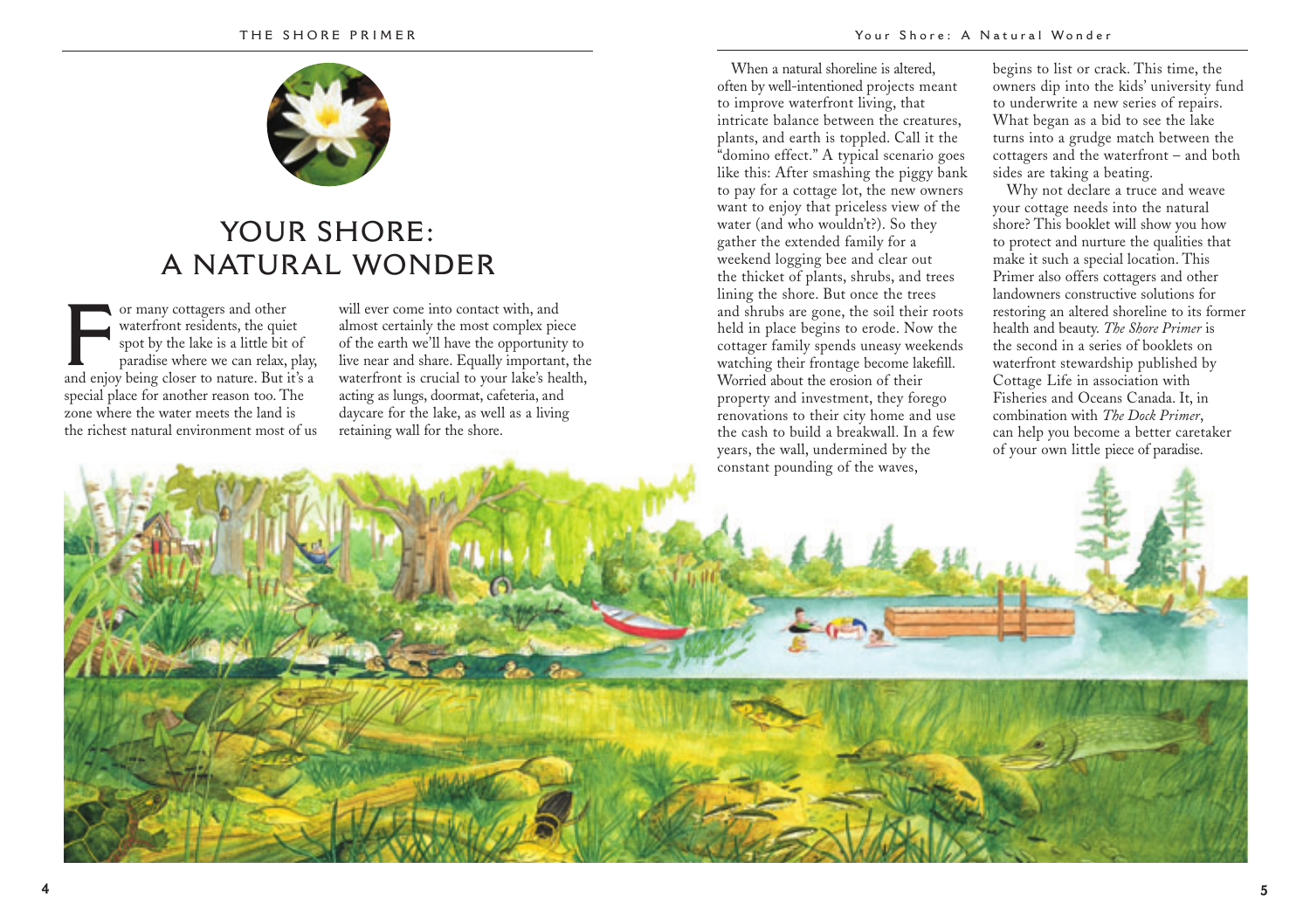# YOUR SHORE: A NATURAL WONDER

For many cottagers and other waterfront residents, the quiet spot by the lake is a little bit of paradise where we can relax, play, and enjoy being closer to nature. But it's a special place for another reason too. The zone where the water meets the land is the richest natural environment most of us will ever come into contact with, and almost certainly the most complex piece of the earth we'll have the opportunity to live near and share. Equally important, the waterfront is crucial to your lake's health, acting as lungs, doormat, cafeteria, and daycare for the lake, as well as a living retaining wall for the shore.

When a natural shoreline is altered, often by well-intentioned projects meant to improve waterfront living, that intricate balance between the creatures, plants, and earth is toppled. Call it the "domino effect." A typical scenario goes like this: After smashing the piggy bank to pay for a cottage lot, the new owners want to enjoy that priceless view of the water (and who wouldn't?). So they gather the extended family for a weekend logging bee and clear out the thicket of plants, shrubs, and trees lining the shore. But once the trees and shrubs are gone, the soil their roots held in place begins to erode. Now the cottager family spends uneasy weekends watching their frontage become lakefill. Worried about the erosion of their property and investment, they forego renovations to their city home and use the cash to build a breakwall. In a few years, the wall, undermined by the constant pounding of the waves, begins to list or crack. This time, the owners dip into the kids' university fund to underwrite a new series of repairs. What began as a bid to see the lake turns into a grudge match between the cottagers and the waterfront – and both sides are taking a beating.

Why not declare a truce and weave your cottage needs into the natural shore? This booklet will show you how to protect and nurture the qualities that make it such a special location. This Primer also offers cottagers and other landowners constructive solutions for restoring an altered shoreline to its former health and beauty. *The Shore Primer* is the second in a series of booklets on waterfront stewardship published by Cottage Life in association with Fisheries and Oceans Canada. It, in combination with *The Dock Primer*, can help you become a better caretaker of your own little piece of paradise.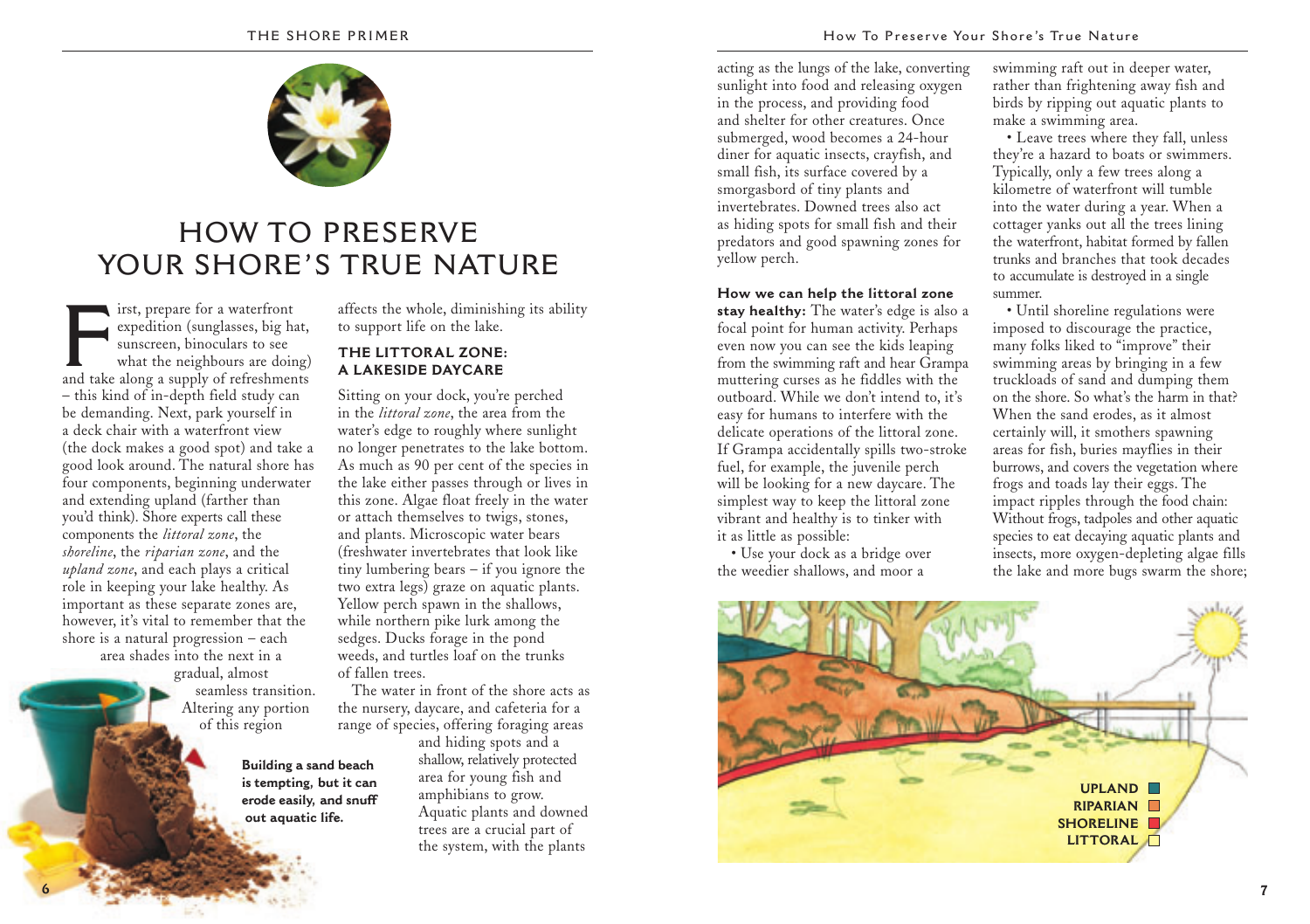# HOW TO PRESERVE YOUR SHORE'S TRUE NATURE

First, prepare for a waterfront expedition (sunglasses, big hat, sunscreen, binoculars to see what the neighbours are doing) and take along a supply of refreshments – this kind of in-depth field study can be demanding. Next, park yourself in a deck chair with a waterfront view (the dock makes a good spot) and take a good look around. The natural shore has four components, beginning underwater and extending upland (farther than you'd think). Shore experts call these components the *littoral zone*, the *shoreline*, the *riparian zone*, and the *upland zone*, and each plays a critical role in keeping your lake healthy. As important as these separate zones are, however, it's vital to remember that the shore is a natural progression – each area shades into the next in a gradual, almost seamless transition. Altering any portion of this region affects the whole, diminishing its ability to support life on the lake.

**Building a sand beach is tempting, but it can erode easily, and snuff out aquatic life.**

## THE LITTORAL ZONE: A LAKESIDE DAYCARE

Sitting on your dock, you're perched in the *littoral zone*, the area from the water's edge to roughly where sunlight no longer penetrates to the lake bottom. As much as 90 per cent of the species in the lake either passes through or lives in this zone. Algae float freely in the water or attach themselves to twigs, stones, and plants. Microscopic water bears (freshwater invertebrates that look like tiny lumbering bears – if you ignore the two extra legs) graze on aquatic plants. Yellow perch spawn in the shallows, while northern pike lurk among the sedges. Ducks forage in the pond weeds, and turtles loaf on the trunks of fallen trees.

The water in front of the shore acts as the nursery, daycare, and cafeteria for a range of species, offering foraging areas and hiding spots and a shallow, relatively protected area for young fish and amphibians to grow. Aquatic plants and downed trees are a crucial part of the system, with the plants acting as the lungs of the lake, converting sunlight into food and releasing oxygen in the process, and providing food and shelter for other creatures. Once submerged, wood becomes a 24-hour diner for aquatic insects, crayfish, and small fish, its surface covered by a smorgasbord of tiny plants and invertebrates. Downed trees also act as hiding spots for small fish and their predators and good spawning zones for yellow perch.

**How we can help the littoral zone stay healthy:** The water's edge is also a focal point for human activity. Perhaps even now you can see the kids leaping from the swimming raft and hear Grampa muttering curses as he fiddles with the outboard. While we don't intend to, it's easy for humans to interfere with the delicate operations of the littoral zone. If Grampa accidentally spills two-stroke fuel, for example, the juvenile perch will be looking for a new daycare. The simplest way to keep the littoral zone vibrant and healthy is to tinker with it as little as possible:

- Use your dock as a bridge over the weedier shallows, and moor a swimming raft out in deeper water, rather than frightening away fish and birds by ripping out aquatic plants to make a swimming area.
- Leave trees where they fall, unless they're a hazard to boats or swimmers. Typically, only a few trees along a kilometre of waterfront will tumble into the water during a year. When a cottager yanks out all the trees lining the waterfront, habitat formed by fallen trunks and branches that took decades to accumulate is destroyed in a single summer.
- Until shoreline regulations were imposed to discourage the practice, many folks liked to "improve" their swimming areas by bringing in a few truckloads of sand and dumping them on the shore. So what's the harm in that? When the sand erodes, as it almost certainly will, it smothers spawning areas for fish, buries mayflies in their burrows, and covers the vegetation where frogs and toads lay their eggs. The impact ripples through the food chain: Without frogs, tadpoles and other aquatic species to eat decaying aquatic plants and insects, more oxygen-depleting algae fills the lake and more bugs swarm the shore;

UPLAND
RIPARIAN
SHORELINE
LITTORAL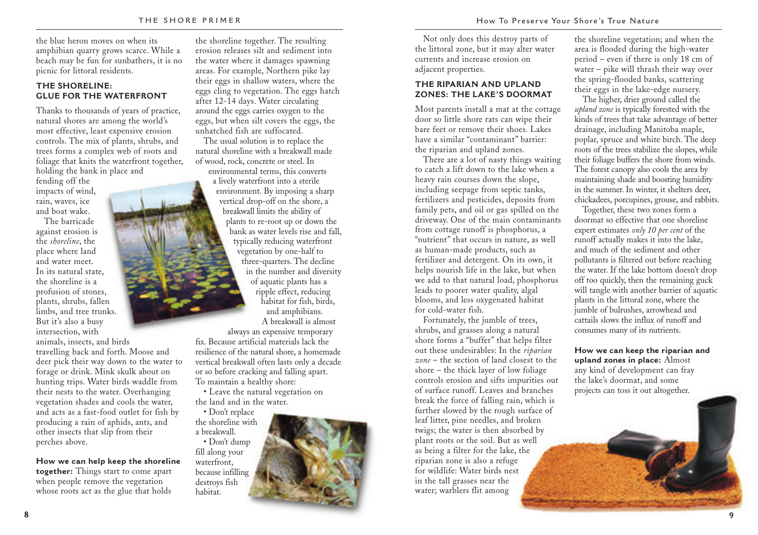the blue heron moves on when its amphibian quarry grows scarce. While a beach may be fun for sunbathers, it is no picnic for littoral residents.

## THE SHORELINE: GLUE FOR THE WATERFRONT

Thanks to thousands of years of practice, natural shores are among the world's most effective, least expensive erosion controls. The mix of plants, shrubs, and trees forms a complex web of roots and foliage that knits the waterfront together, holding the bank in place and fending off the impacts of wind, rain, waves, ice and boat wake.

The barricade against erosion is the *shoreline*, the place where land and water meet. In its natural state, the shoreline is a profusion of stones, plants, shrubs, fallen limbs, and tree trunks. But it's also a busy intersection, with animals, insects, and birds travelling back and forth. Moose and deer pick their way down to the water to forage or drink. Mink skulk about on hunting trips. Water birds waddle from their nests to the water. Overhanging vegetation shades and cools the water, and acts as a fast-food outlet for fish by producing a rain of aphids, ants, and other insects that slip from their perches above.

**How we can help keep the shoreline together:** Things start to come apart when people remove the vegetation whose roots act as the glue that holds the shoreline together. The resulting erosion releases silt and sediment into the water where it damages spawning areas. For example, Northern pike lay their eggs in shallow waters, where the eggs cling to vegetation. The eggs hatch after 12-14 days. Water circulating around the eggs carries oxygen to the eggs, but when silt covers the eggs, the unhatched fish are suffocated.

The usual solution is to replace the natural shoreline with a breakwall made of wood, rock, concrete or steel. In environmental terms, this converts a lively waterfront into a sterile environment. By imposing a sharp vertical drop-off on the shore, a breakwall limits the ability of plants to re-root up or down the bank as water levels rise and fall, typically reducing waterfront vegetation by one-half to three-quarters. The decline in the number and diversity of aquatic plants has a ripple effect, reducing habitat for fish, birds, and amphibians.

A breakwall is almost always an expensive temporary fix. Because artificial materials lack the resilience of the natural shore, a homemade vertical breakwall often lasts only a decade or so before cracking and falling apart. To maintain a healthy shore:

- Leave the natural vegetation on the land and in the water.
- Don't replace the shoreline with a breakwall.
- Don't dump fill along your waterfront, because infilling destroys fish habitat.

Not only does this destroy parts of the littoral zone, but it may alter water currents and increase erosion on adjacent properties.

## THE RIPARIAN AND UPLAND ZONES: THE LAKE'S DOORMAT

Most parents install a mat at the cottage door so little shore rats can wipe their bare feet or remove their shoes. Lakes have a similar "contaminant" barrier: the riparian and upland zones.

There are a lot of nasty things waiting to catch a lift down to the lake when a heavy rain courses down the slope, including seepage from septic tanks, fertilizers and pesticides, deposits from family pets, and oil or gas spilled on the driveway. One of the main contaminants from cottage runoff is phosphorus, a "nutrient" that occurs in nature, as well as human-made products, such as fertilizer and detergent. On its own, it helps nourish life in the lake, but when we add to that natural load, phosphorus leads to poorer water quality, algal blooms, and less oxygenated habitat for cold-water fish.

Fortunately, the jumble of trees, shrubs, and grasses along a natural shore forms a "buffer" that helps filter out these undesirables: In the *riparian zone* – the section of land closest to the shore – the thick layer of low foliage controls erosion and sifts impurities out of surface runoff. Leaves and branches break the force of falling rain, which is further slowed by the rough surface of leaf litter, pine needles, and broken twigs; the water is then absorbed by plant roots or the soil. But as well as being a filter for the lake, the riparian zone is also a refuge for wildlife: Water birds nest in the tall grasses near the water; warblers flit among the shoreline vegetation; and when the area is flooded during the high-water period – even if there is only 18 cm of water – pike will thrash their way over the spring-flooded banks, scattering their eggs in the lake-edge nursery.

The higher, drier ground called the *upland zone* is typically forested with the kinds of trees that take advantage of better drainage, including Manitoba maple, poplar, spruce and white birch. The deep roots of the trees stabilize the slopes, while their foliage buffers the shore from winds. The forest canopy also cools the area by maintaining shade and boosting humidity in the summer. In winter, it shelters deer, chickadees, porcupines, grouse, and rabbits.

Together, these two zones form a doormat so effective that one shoreline expert estimates *only 10 per cent* of the runoff actually makes it into the lake, and much of the sediment and other pollutants is filtered out before reaching the water. If the lake bottom doesn't drop off too quickly, then the remaining guck will tangle with another barrier of aquatic plants in the littoral zone, where the jumble of bulrushes, arrowhead and cattails slows the influx of runoff and consumes many of its nutrients.

**How we can keep the riparian and upland zones in place:** Almost any kind of development can fray the lake's doormat, and some projects can toss it out altogether.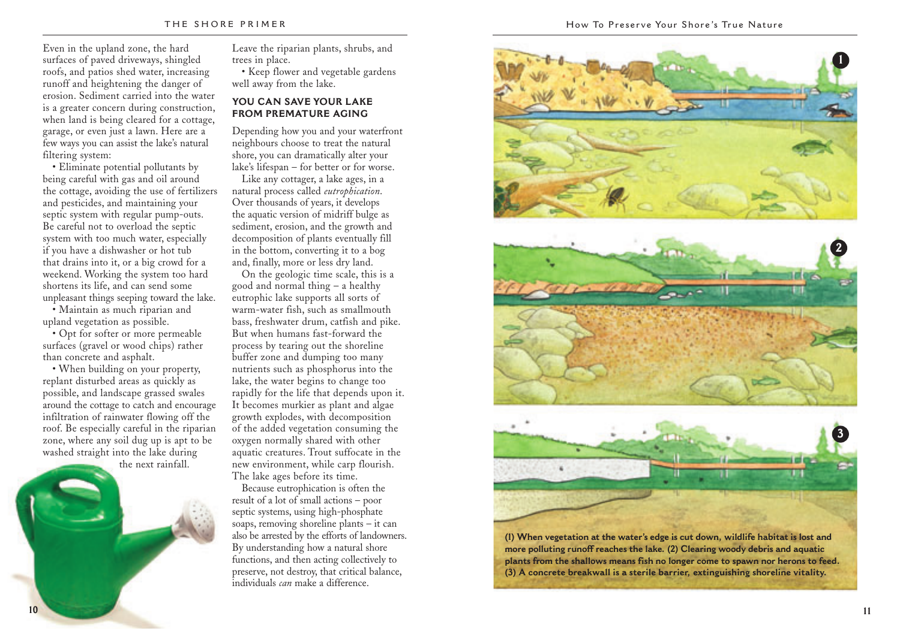Even in the upland zone, the hard surfaces of paved driveways, shingled roofs, and patios shed water, increasing runoff and heightening the danger of erosion. Sediment carried into the water is a greater concern during construction, when land is being cleared for a cottage, garage, or even just a lawn. Here are a few ways you can assist the lake's natural filtering system:

- Eliminate potential pollutants by being careful with gas and oil around the cottage, avoiding the use of fertilizers and pesticides, and maintaining your septic system with regular pump-outs. Be careful not to overload the septic system with too much water, especially if you have a dishwasher or hot tub that drains into it, or a big crowd for a weekend. Working the system too hard shortens its life, and can send some unpleasant things seeping toward the lake.
- Maintain as much riparian and upland vegetation as possible.
- Opt for softer or more permeable surfaces (gravel or wood chips) rather than concrete and asphalt.
- When building on your property, replant disturbed areas as quickly as possible, and landscape grassed swales around the cottage to catch and encourage infiltration of rainwater flowing off the roof. Be especially careful in the riparian zone, where any soil dug up is apt to be washed straight into the lake during the next rainfall. Leave the riparian plants, shrubs, and trees in place.
- Keep flower and vegetable gardens well away from the lake.

### YOU CAN SAVE YOUR LAKE FROM PREMATURE AGING

Depending how you and your waterfront neighbours choose to treat the natural shore, you can dramatically alter your lake's lifespan – for better or for worse.

Like any cottager, a lake ages, in a natural process called *eutrophication*. Over thousands of years, it develops the aquatic version of midriff bulge as sediment, erosion, and the growth and decomposition of plants eventually fill in the bottom, converting it to a bog and, finally, more or less dry land.

On the geologic time scale, this is a good and normal thing – a healthy eutrophic lake supports all sorts of warm-water fish, such as smallmouth bass, freshwater drum, catfish and pike. But when humans fast-forward the process by tearing out the shoreline buffer zone and dumping too many nutrients such as phosphorus into the lake, the water begins to change too rapidly for the life that depends upon it. It becomes murkier as plant and algae growth explodes, with decomposition of the added vegetation consuming the oxygen normally shared with other aquatic creatures. Trout suffocate in the new environment, while carp flourish. The lake ages before its time.

Because eutrophication is often the result of a lot of small actions – poor septic systems, using high-phosphate soaps, removing shoreline plants – it can also be arrested by the efforts of landowners. By understanding how a natural shore functions, and then acting collectively to preserve, not destroy, that critical balance, individuals *can* make a difference.

**(1) When vegetation at the water's edge is cut down, wildlife habitat is lost and more polluting runoff reaches the lake. (2) Clearing woody debris and aquatic plants from the shallows means fish no longer come to spawn nor herons to feed. (3) A concrete breakwall is a sterile barrier, extinguishing shoreline vitality.**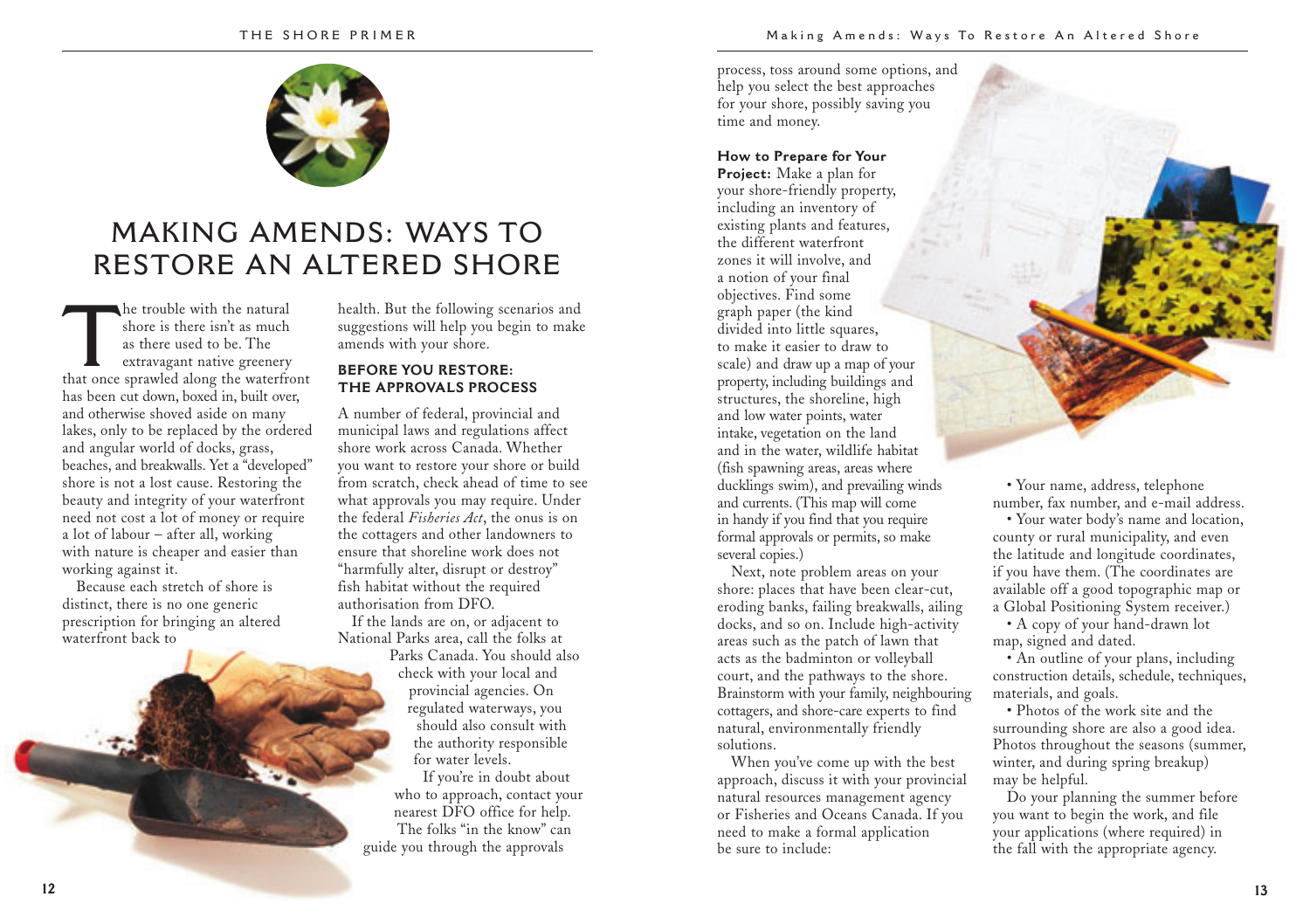# MAKING AMENDS: WAYS TO RESTORE AN ALTERED SHORE

The trouble with the natural shore is there isn't as much as there used to be. The extravagant native greenery that once sprawled along the waterfront has been cut down, boxed in, built over, and otherwise shoved aside on many lakes, only to be replaced by the ordered and angular world of docks, grass, beaches, and breakwalls. Yet a "developed" shore is not a lost cause. Restoring the beauty and integrity of your waterfront need not cost a lot of money or require a lot of labour – after all, working with nature is cheaper and easier than working against it.

Because each stretch of shore is distinct, there is no one generic prescription for bringing an altered waterfront back to health. But the following scenarios and suggestions will help you begin to make amends with your shore.

## BEFORE YOU RESTORE: THE APPROVALS PROCESS

A number of federal, provincial and municipal laws and regulations affect shore work across Canada. Whether you want to restore your shore or build from scratch, check ahead of time to see what approvals you may require. Under the federal *Fisheries Act*, the onus is on the cottagers and other landowners to ensure that shoreline work does not "harmfully alter, disrupt or destroy" fish habitat without the required authorisation from DFO.

If the lands are on, or adjacent to National Parks area, call the folks at Parks Canada. You should also check with your local and provincial agencies. On regulated waterways, you should also consult with the authority responsible for water levels.

If you're in doubt about who to approach, contact your nearest DFO office for help. The folks "in the know" can guide you through the approvals process, toss around some options, and help you select the best approaches for your shore, possibly saving you time and money.

**How to Prepare for Your Project:** Make a plan for your shore-friendly property, including an inventory of existing plants and features, the different waterfront zones it will involve, and a notion of your final objectives. Find some graph paper (the kind divided into little squares, to make it easier to draw to scale) and draw up a map of your property, including buildings and structures, the shoreline, high and low water points, water intake, vegetation on the land and in the water, wildlife habitat (fish spawning areas, areas where ducklings swim), and prevailing winds and currents. (This map will come in handy if you find that you require formal approvals or permits, so make several copies.)

Next, note problem areas on your shore: places that have been clear-cut, eroding banks, failing breakwalls, ailing docks, and so on. Include high-activity areas such as the patch of lawn that acts as the badminton or volleyball court, and the pathways to the shore. Brainstorm with your family, neighbouring cottagers, and shore-care experts to find natural, environmentally friendly solutions.

When you've come up with the best approach, discuss it with your provincial natural resources management agency or Fisheries and Oceans Canada. If you need to make a formal application be sure to include:

- Your name, address, telephone number, fax number, and e-mail address.
- Your water body's name and location, county or rural municipality, and even the latitude and longitude coordinates, if you have them. (The coordinates are available off a good topographic map or a Global Positioning System receiver.)
- A copy of your hand-drawn lot map, signed and dated.
- An outline of your plans, including construction details, schedule, techniques, materials, and goals.
- Photos of the work site and the surrounding shore are also a good idea. Photos throughout the seasons (summer, winter, and during spring breakup) may be helpful.

Do your planning the summer before you want to begin the work, and file your applications (where required) in the fall with the appropriate agency.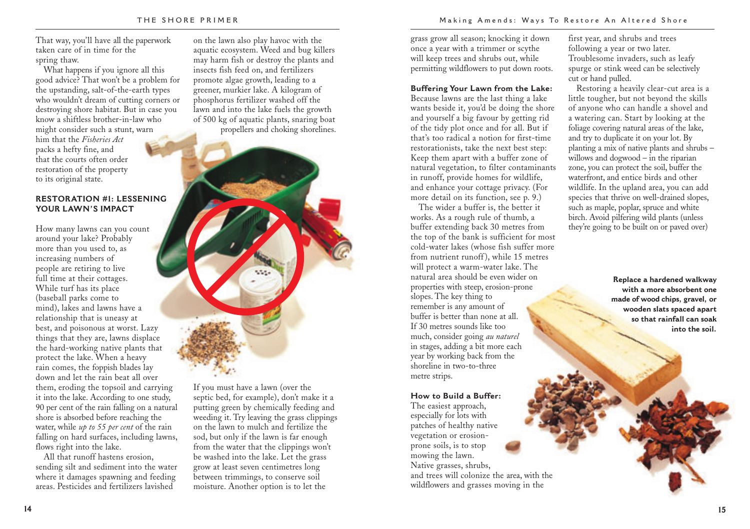That way, you'll have all the paperwork taken care of in time for the spring thaw.

What happens if you ignore all this good advice? That won't be a problem for the upstanding, salt-of-the-earth types who wouldn't dream of cutting corners or destroying shore habitat. But in case you know a shiftless brother-in-law who might consider such a stunt, warn him that the *Fisheries Act* packs a hefty fine, and that the courts often order restoration of the property to its original state.

## RESTORATION #1: LESSENING YOUR LAWN'S IMPACT

How many lawns can you count around your lake? Probably more than you used to, as increasing numbers of people are retiring to live full time at their cottages. While turf has its place (baseball parks come to mind), lakes and lawns have a relationship that is uneasy at best, and poisonous at worst. Lazy things that they are, lawns displace the hard-working native plants that protect the lake. When a heavy rain comes, the foppish blades lay down and let the rain beat all over them, eroding the topsoil and carrying it into the lake. According to one study, 90 per cent of the rain falling on a natural shore is absorbed before reaching the water, while *up to 55 per cent* of the rain falling on hard surfaces, including lawns, flows right into the lake.

All that runoff hastens erosion, sending silt and sediment into the water where it damages spawning and feeding areas. Pesticides and fertilizers lavished on the lawn also play havoc with the aquatic ecosystem. Weed and bug killers may harm fish or destroy the plants and insects fish feed on, and fertilizers promote algae growth, leading to a greener, murkier lake. A kilogram of phosphorus fertilizer washed off the lawn and into the lake fuels the growth of 500 kg of aquatic plants, snaring boat propellers and choking shorelines.

If you must have a lawn (over the septic bed, for example), don't make it a putting green by chemically feeding and weeding it. Try leaving the grass clippings on the lawn to mulch and fertilize the sod, but only if the lawn is far enough from the water that the clippings won't be washed into the lake. Let the grass grow at least seven centimetres long between trimmings, to conserve soil moisture. Another option is to let the grass grow all season; knocking it down once a year with a trimmer or scythe will keep trees and shrubs out, while permitting wildflowers to put down roots.

**Buffering Your Lawn from the Lake:** Because lawns are the last thing a lake wants beside it, you'd be doing the shore and yourself a big favour by getting rid of the tidy plot once and for all. But if that's too radical a notion for first-time restorationists, take the next best step: Keep them apart with a buffer zone of natural vegetation, to filter contaminants in runoff, provide homes for wildlife, and enhance your cottage privacy. (For more detail on its function, see p. 9.)

The wider a buffer is, the better it works. As a rough rule of thumb, a buffer extending back 30 metres from the top of the bank is sufficient for most cold-water lakes (whose fish suffer more from nutrient runoff), while 15 metres will protect a warm-water lake. The natural area should be even wider on properties with steep, erosion-prone slopes. The key thing to remember is any amount of buffer is better than none at all. If 30 metres sounds like too much, consider going *au naturel* in stages, adding a bit more each year by working back from the shoreline in two-to-three metre strips.

**How to Build a Buffer:** The easiest approach, especially for lots with patches of healthy native vegetation or erosion-prone soils, is to stop mowing the lawn. Native grasses, shrubs, and trees will colonize the area, with the wildflowers and grasses moving in the first year, and shrubs and trees following a year or two later. Troublesome invaders, such as leafy spurge or stink weed can be selectively cut or hand pulled.

Restoring a heavily clear-cut area is a little tougher, but not beyond the skills of anyone who can handle a shovel and a watering can. Start by looking at the foliage covering natural areas of the lake, and try to duplicate it on your lot. By planting a mix of native plants and shrubs – willows and dogwood – in the riparian zone, you can protect the soil, buffer the waterfront, and entice birds and other wildlife. In the upland area, you can add species that thrive on well-drained slopes, such as maple, poplar, spruce and white birch. Avoid pilfering wild plants (unless they're going to be built on or paved over)

**Replace a hardened walkway with a more absorbent one made of wood chips, gravel, or wooden slats spaced apart so that rainfall can soak into the soil.**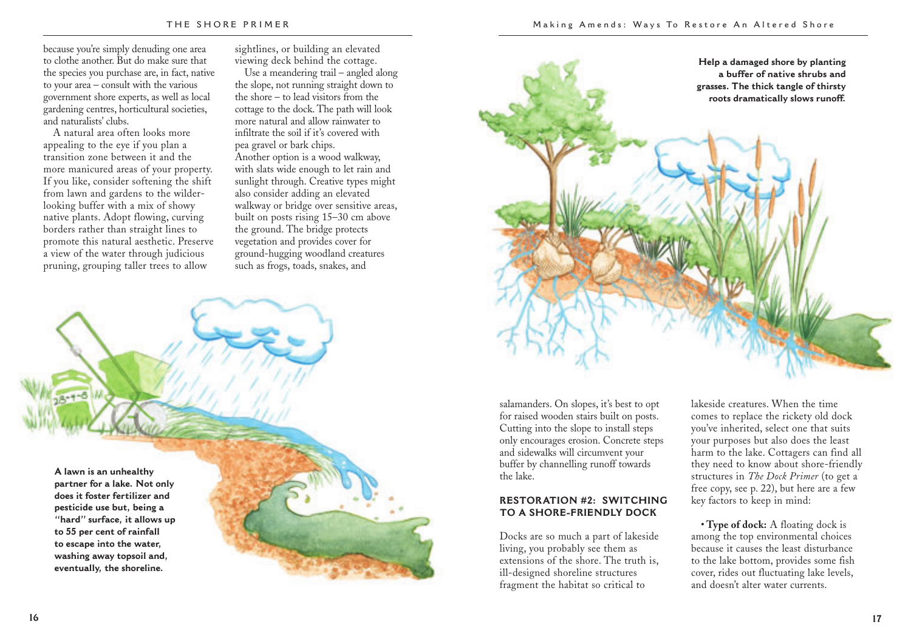because you're simply denuding one area to clothe another. But do make sure that the species you purchase are, in fact, native to your area – consult with the various government shore experts, as well as local gardening centres, horticultural societies, and naturalists' clubs.

A natural area often looks more appealing to the eye if you plan a transition zone between it and the more manicured areas of your property. If you like, consider softening the shift from lawn and gardens to the wilder-looking buffer with a mix of showy native plants. Adopt flowing, curving borders rather than straight lines to promote this natural aesthetic. Preserve a view of the water through judicious pruning, grouping taller trees to allow sightlines, or building an elevated viewing deck behind the cottage.

Use a meandering trail – angled along the slope, not running straight down to the shore – to lead visitors from the cottage to the dock. The path will look more natural and allow rainwater to infiltrate the soil if it's covered with pea gravel or bark chips.
Another option is a wood walkway, with slats wide enough to let rain and sunlight through. Creative types might also consider adding an elevated walkway or bridge over sensitive areas, built on posts rising 15–30 cm above the ground. The bridge protects vegetation and provides cover for ground-hugging woodland creatures such as frogs, toads, snakes, and salamanders. On slopes, it's best to opt for raised wooden stairs built on posts. Cutting into the slope to install steps only encourages erosion. Concrete steps and sidewalks will circumvent your buffer by channelling runoff towards the lake.

**A lawn is an unhealthy partner for a lake. Not only does it foster fertilizer and pesticide use but, being a "hard" surface, it allows up to 55 per cent of rainfall to escape into the water, washing away topsoil and, eventually, the shoreline.**

**Help a damaged shore by planting a buffer of native shrubs and grasses. The thick tangle of thirsty roots dramatically slows runoff.**

## RESTORATION #2: SWITCHING TO A SHORE-FRIENDLY DOCK

Docks are so much a part of lakeside living, you probably see them as extensions of the shore. The truth is, ill-designed shoreline structures fragment the habitat so critical to lakeside creatures. When the time comes to replace the rickety old dock you've inherited, select one that suits your purposes but also does the least harm to the lake. Cottagers can find all they need to know about shore-friendly structures in *The Dock Primer* (to get a free copy, see p. 22), but here are a few key factors to keep in mind:

- **Type of dock:** A floating dock is among the top environmental choices because it causes the least disturbance to the lake bottom, provides some fish cover, rides out fluctuating lake levels, and doesn't alter water currents.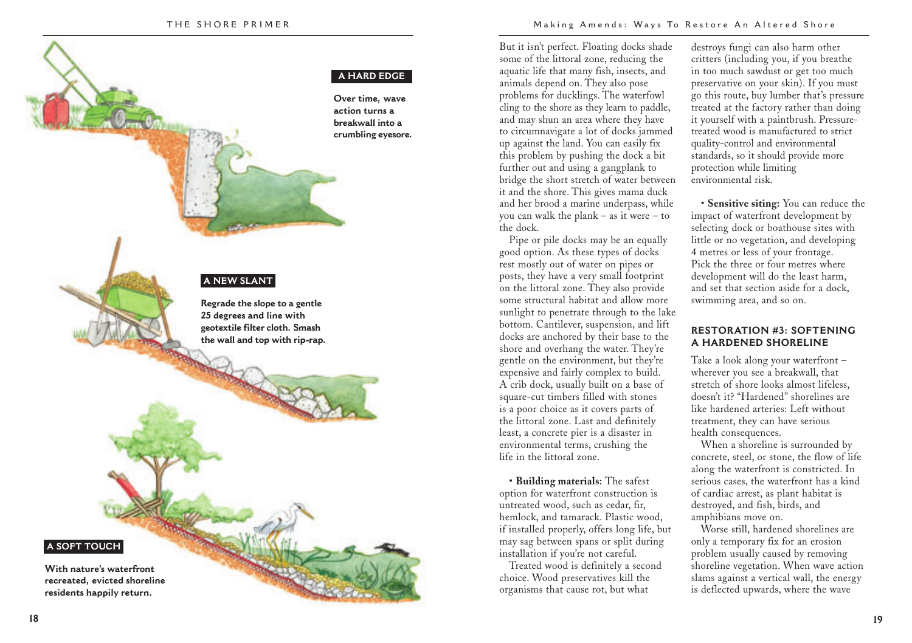**A HARD EDGE**

**Over time, wave action turns a breakwall into a crumbling eyesore.**

**A NEW SLANT**

**Regrade the slope to a gentle 25 degrees and line with geotextile filter cloth. Smash the wall and top with rip-rap.**

**A SOFT TOUCH**

**With nature's waterfront recreated, evicted shoreline residents happily return.**

But it isn't perfect. Floating docks shade some of the littoral zone, reducing the aquatic life that many fish, insects, and animals depend on. They also pose problems for ducklings. The waterfowl cling to the shore as they learn to paddle, and may shun an area where they have to circumnavigate a lot of docks jammed up against the land. You can easily fix this problem by pushing the dock a bit further out and using a gangplank to bridge the short stretch of water between it and the shore. This gives mama duck and her brood a marine underpass, while you can walk the plank – as it were – to the dock.

Pipe or pile docks may be an equally good option. As these types of docks rest mostly out of water on pipes or posts, they have a very small footprint on the littoral zone. They also provide some structural habitat and allow more sunlight to penetrate through to the lake bottom. Cantilever, suspension, and lift docks are anchored by their base to the shore and overhang the water. They're gentle on the environment, but they're expensive and fairly complex to build. A crib dock, usually built on a base of square-cut timbers filled with stones is a poor choice as it covers parts of the littoral zone. Last and definitely least, a concrete pier is a disaster in environmental terms, crushing the life in the littoral zone.

• **Building materials**: The safest option for waterfront construction is untreated wood, such as cedar, fir, hemlock, and tamarack. Plastic wood, if installed properly, offers long life, but may sag between spans or split during installation if you're not careful.

Treated wood is definitely a second choice. Wood preservatives kill the organisms that cause rot, but what destroys fungi can also harm other critters (including you, if you breathe in too much sawdust or get too much preservative on your skin). If you must go this route, buy lumber that's pressure treated at the factory rather than doing it yourself with a paintbrush. Pressure-treated wood is manufactured to strict quality-control and environmental standards, so it should provide more protection while limiting environmental risk.

• **Sensitive siting:** You can reduce the impact of waterfront development by selecting dock or boathouse sites with little or no vegetation, and developing 4 metres or less of your frontage. Pick the three or four metres where development will do the least harm, and set that section aside for a dock, swimming area, and so on.

### RESTORATION #3: SOFTENING A HARDENED SHORELINE

Take a look along your waterfront – wherever you see a breakwall, that stretch of shore looks almost lifeless, doesn't it? "Hardened" shorelines are like hardened arteries: Left without treatment, they can have serious health consequences.

When a shoreline is surrounded by concrete, steel, or stone, the flow of life along the waterfront is constricted. In serious cases, the waterfront has a kind of cardiac arrest, as plant habitat is destroyed, and fish, birds, and amphibians move on.

Worse still, hardened shorelines are only a temporary fix for an erosion problem usually caused by removing shoreline vegetation. When wave action slams against a vertical wall, the energy is deflected upwards, where the wave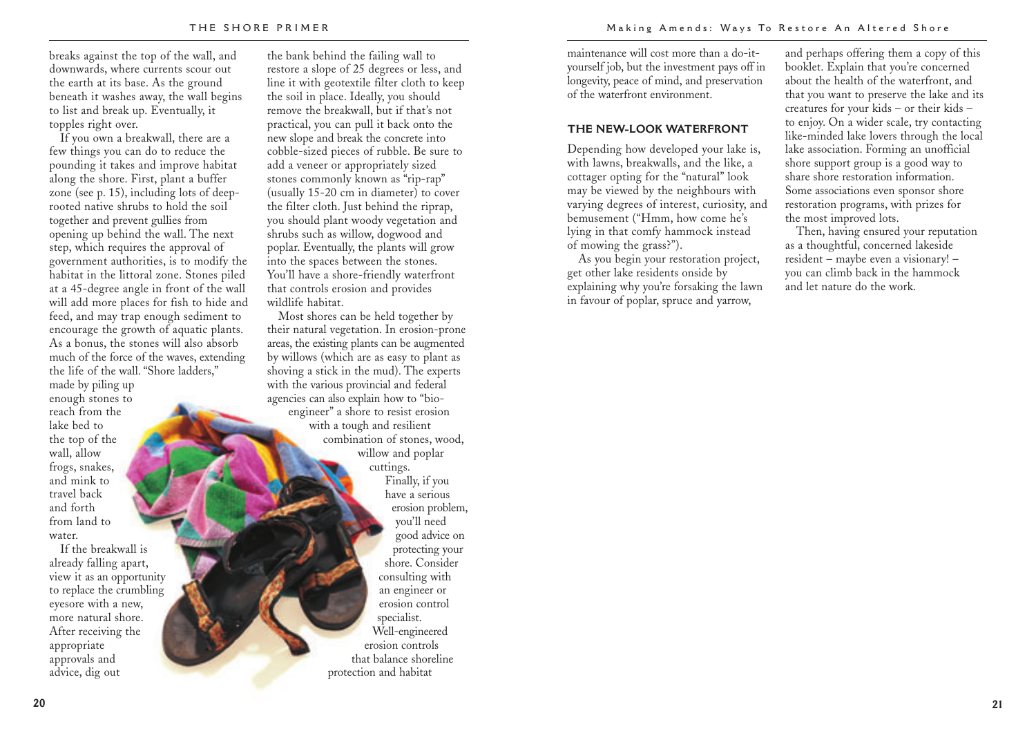breaks against the top of the wall, and downwards, where currents scour out the earth at its base. As the ground beneath it washes away, the wall begins to list and break up. Eventually, it topples right over.

If you own a breakwall, there are a few things you can do to reduce the pounding it takes and improve habitat along the shore. First, plant a buffer zone (see p. 15), including lots of deep-rooted native shrubs to hold the soil together and prevent gullies from opening up behind the wall. The next step, which requires the approval of government authorities, is to modify the habitat in the littoral zone. Stones piled at a 45-degree angle in front of the wall will add more places for fish to hide and feed, and may trap enough sediment to encourage the growth of aquatic plants. As a bonus, the stones will also absorb much of the force of the waves, extending the life of the wall. "Shore ladders," made by piling up enough stones to reach from the lake bed to the top of the wall, allow frogs, snakes, and mink to travel back and forth from land to water.

If the breakwall is already falling apart, view it as an opportunity to replace the crumbling eyesore with a new, more natural shore. After receiving the appropriate approvals and advice, dig out the bank behind the failing wall to restore a slope of 25 degrees or less, and line it with geotextile filter cloth to keep the soil in place. Ideally, you should remove the breakwall, but if that's not practical, you can pull it back onto the new slope and break the concrete into cobble-sized pieces of rubble. Be sure to add a veneer or appropriately sized stones commonly known as "rip-rap" (usually 15-20 cm in diameter) to cover the filter cloth. Just behind the riprap, you should plant woody vegetation and shrubs such as willow, dogwood and poplar. Eventually, the plants will grow into the spaces between the stones. You'll have a shore-friendly waterfront that controls erosion and provides wildlife habitat.

Most shores can be held together by their natural vegetation. In erosion-prone areas, the existing plants can be augmented by willows (which are as easy to plant as shoving a stick in the mud). The experts with the various provincial and federal agencies can also explain how to "bio-engineer" a shore to resist erosion with a tough and resilient combination of stones, wood, willow and poplar cuttings.

Finally, if you have a serious erosion problem, you'll need good advice on protecting your shore. Consider consulting with an engineer or erosion control specialist. Well-engineered erosion controls that balance shoreline protection and habitat maintenance will cost more than a do-it-yourself job, but the investment pays off in longevity, peace of mind, and preservation of the waterfront environment.

### THE NEW-LOOK WATERFRONT

Depending how developed your lake is, with lawns, breakwalls, and the like, a cottager opting for the "natural" look may be viewed by the neighbours with varying degrees of interest, curiosity, and bemusement ("Hmm, how come he's lying in that comfy hammock instead of mowing the grass?").

As you begin your restoration project, get other lake residents onside by explaining why you're forsaking the lawn in favour of poplar, spruce and yarrow, and perhaps offering them a copy of this booklet. Explain that you're concerned about the health of the waterfront, and that you want to preserve the lake and its creatures for your kids – or their kids – to enjoy. On a wider scale, try contacting like-minded lake lovers through the local lake association. Forming an unofficial shore support group is a good way to share shore restoration information. Some associations even sponsor shore restoration programs, with prizes for the most improved lots.

Then, having ensured your reputation as a thoughtful, concerned lakeside resident – maybe even a visionary! – you can climb back in the hammock and let nature do the work.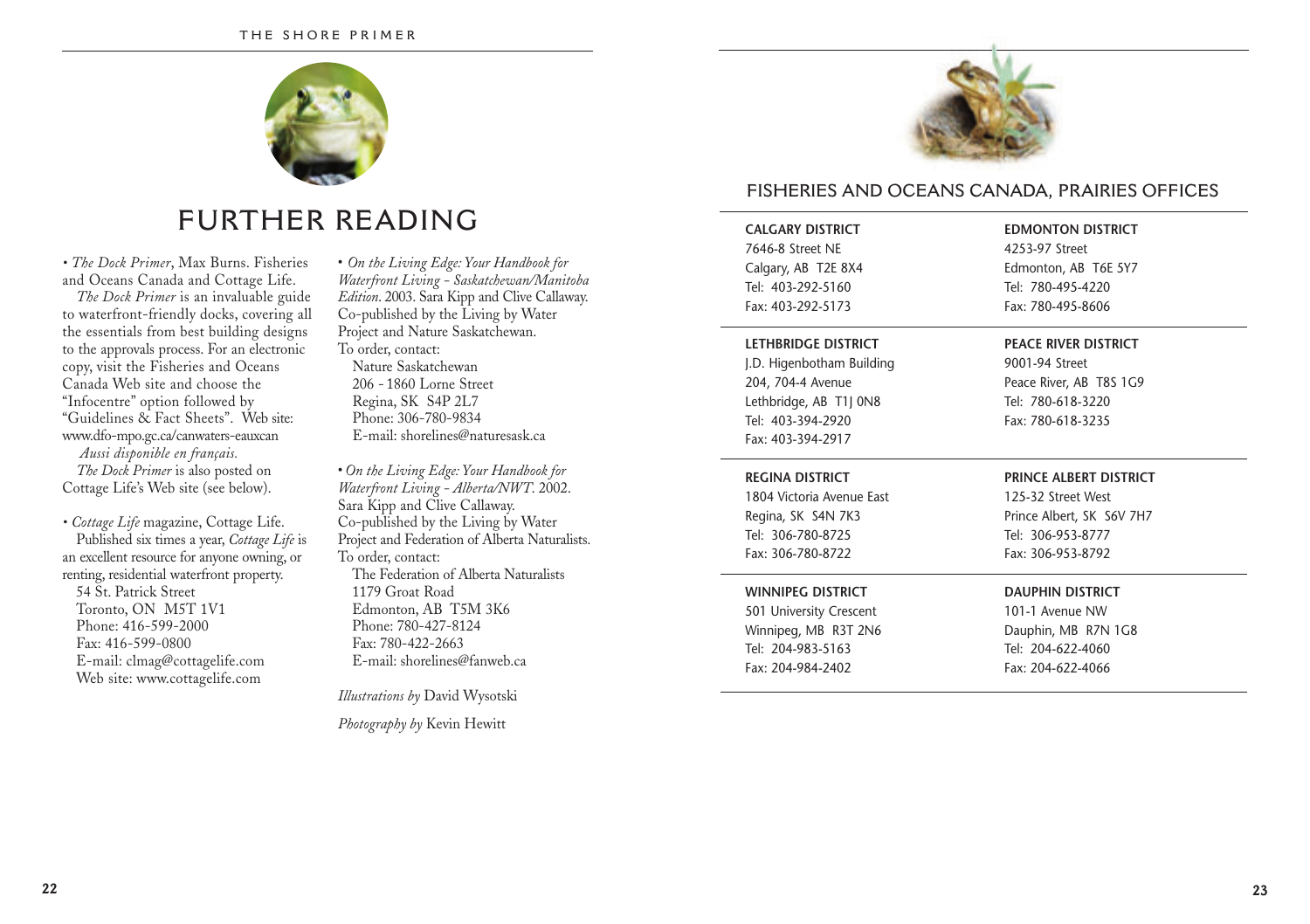# FURTHER READING

- *The Dock Primer*, Max Burns. Fisheries and Oceans Canada and Cottage Life.

  *The Dock Primer* is an invaluable guide to waterfront-friendly docks, covering all the essentials from best building designs to the approvals process. For an electronic copy, visit the Fisheries and Oceans Canada Web site and choose the "Infocentre" option followed by "Guidelines & Fact Sheets". Web site: www.dfo-mpo.gc.ca/canwaters-eauxcan

  *Aussi disponible en français.*

  *The Dock Primer* is also posted on Cottage Life's Web site (see below).

- *Cottage Life* magazine, Cottage Life.

  Published six times a year, *Cottage Life* is an excellent resource for anyone owning, or renting, residential waterfront property.

  54 St. Patrick Street  
  Toronto, ON M5T 1V1  
  Phone: 416-599-2000  
  Fax: 416-599-0800  
  E-mail: clmag@cottagelife.com  
  Web site: www.cottagelife.com

- *On the Living Edge: Your Handbook for Waterfront Living - Saskatchewan/Manitoba Edition*. 2003. Sara Kipp and Clive Callaway. Co-published by the Living by Water Project and Nature Saskatchewan.

  To order, contact:

  Nature Saskatchewan  
  206 - 1860 Lorne Street  
  Regina, SK S4P 2L7  
  Phone: 306-780-9834  
  E-mail: shorelines@naturesask.ca

- *On the Living Edge: Your Handbook for Waterfront Living - Alberta/NWT*. 2002. Sara Kipp and Clive Callaway. Co-published by the Living by Water Project and Federation of Alberta Naturalists.

  To order, contact:

  The Federation of Alberta Naturalists  
  1179 Groat Road  
  Edmonton, AB T5M 3K6  
  Phone: 780-427-8124  
  Fax: 780-422-2663  
  E-mail: shorelines@fanweb.ca

*Illustrations by* David Wysotski

*Photography by* Kevin Hewitt

## FISHERIES AND OCEANS CANADA, PRAIRIES OFFICES

**CALGARY DISTRICT**  
7646-8 Street NE  
Calgary, AB T2E 8X4  
Tel: 403-292-5160  
Fax: 403-292-5173

**EDMONTON DISTRICT**  
4253-97 Street  
Edmonton, AB T6E 5Y7  
Tel: 780-495-4220  
Fax: 780-495-8606

**LETHBRIDGE DISTRICT**  
J.D. Higenbotham Building  
204, 704-4 Avenue  
Lethbridge, AB T1J 0N8  
Tel: 403-394-2920  
Fax: 403-394-2917

**PEACE RIVER DISTRICT**  
9001-94 Street  
Peace River, AB T8S 1G9  
Tel: 780-618-3220  
Fax: 780-618-3235

**REGINA DISTRICT**  
1804 Victoria Avenue East  
Regina, SK S4N 7K3  
Tel: 306-780-8725  
Fax: 306-780-8722

**PRINCE ALBERT DISTRICT**  
125-32 Street West  
Prince Albert, SK S6V 7H7  
Tel: 306-953-8777  
Fax: 306-953-8792

**WINNIPEG DISTRICT**  
501 University Crescent  
Winnipeg, MB R3T 2N6  
Tel: 204-983-5163  
Fax: 204-984-2402

**DAUPHIN DISTRICT**  
101-1 Avenue NW  
Dauphin, MB R7N 1G8  
Tel: 204-622-4060  
Fax: 204-622-4066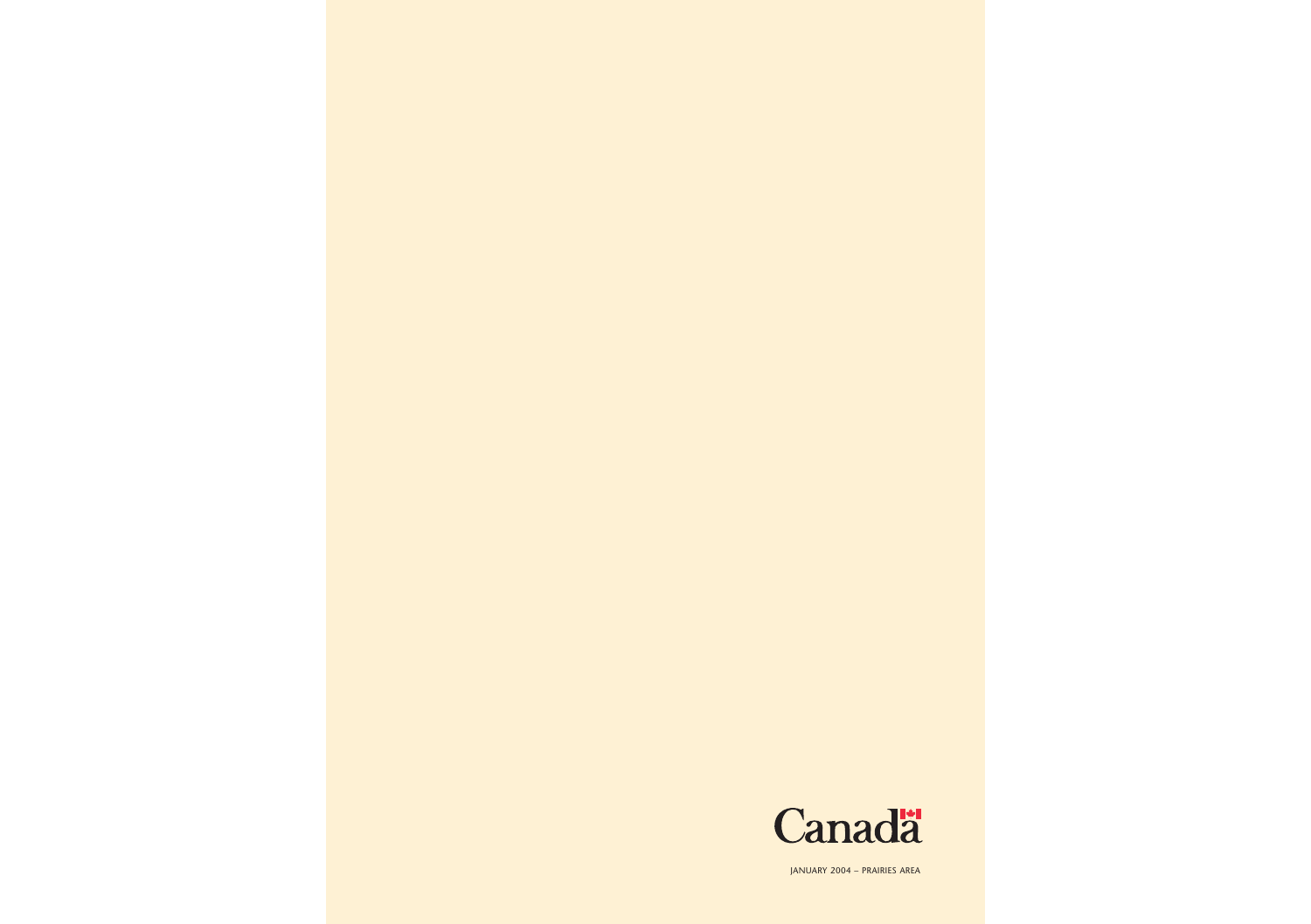Canada

JANUARY 2004 – PRAIRIES AREA